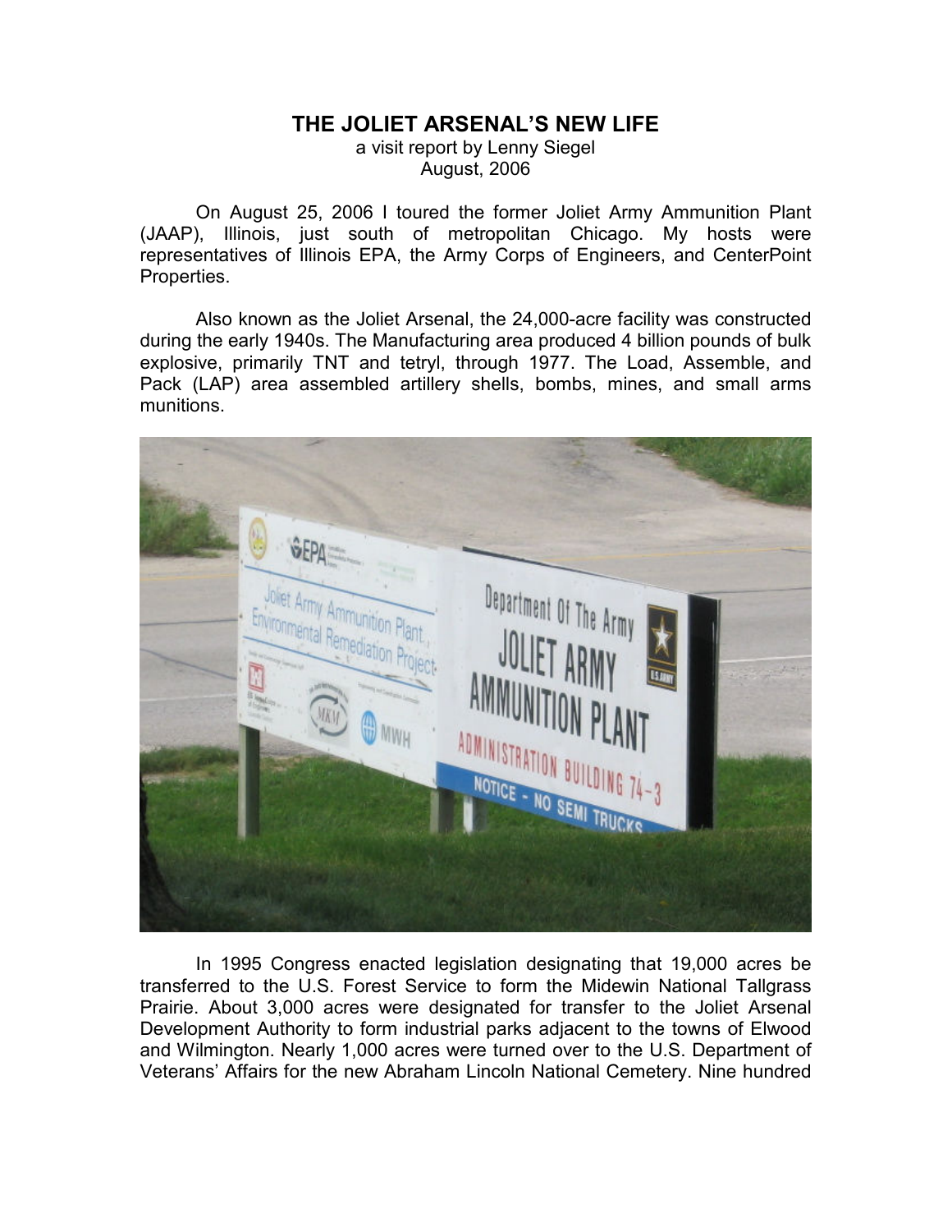# THE JOLIET ARSENAL'S NEW LIFE

a visit report by Lenny Siegel
August, 2006

On August 25, 2006 I toured the former Joliet Army Ammunition Plant (JAAP), Illinois, just south of metropolitan Chicago. My hosts were representatives of Illinois EPA, the Army Corps of Engineers, and CenterPoint Properties.

Also known as the Joliet Arsenal, the 24,000-acre facility was constructed during the early 1940s. The Manufacturing area produced 4 billion pounds of bulk explosive, primarily TNT and tetryl, through 1977. The Load, Assemble, and Pack (LAP) area assembled artillery shells, bombs, mines, and small arms munitions.

In 1995 Congress enacted legislation designating that 19,000 acres be transferred to the U.S. Forest Service to form the Midewin National Tallgrass Prairie. About 3,000 acres were designated for transfer to the Joliet Arsenal Development Authority to form industrial parks adjacent to the towns of Elwood and Wilmington. Nearly 1,000 acres were turned over to the U.S. Department of Veterans' Affairs for the new Abraham Lincoln National Cemetery. Nine hundred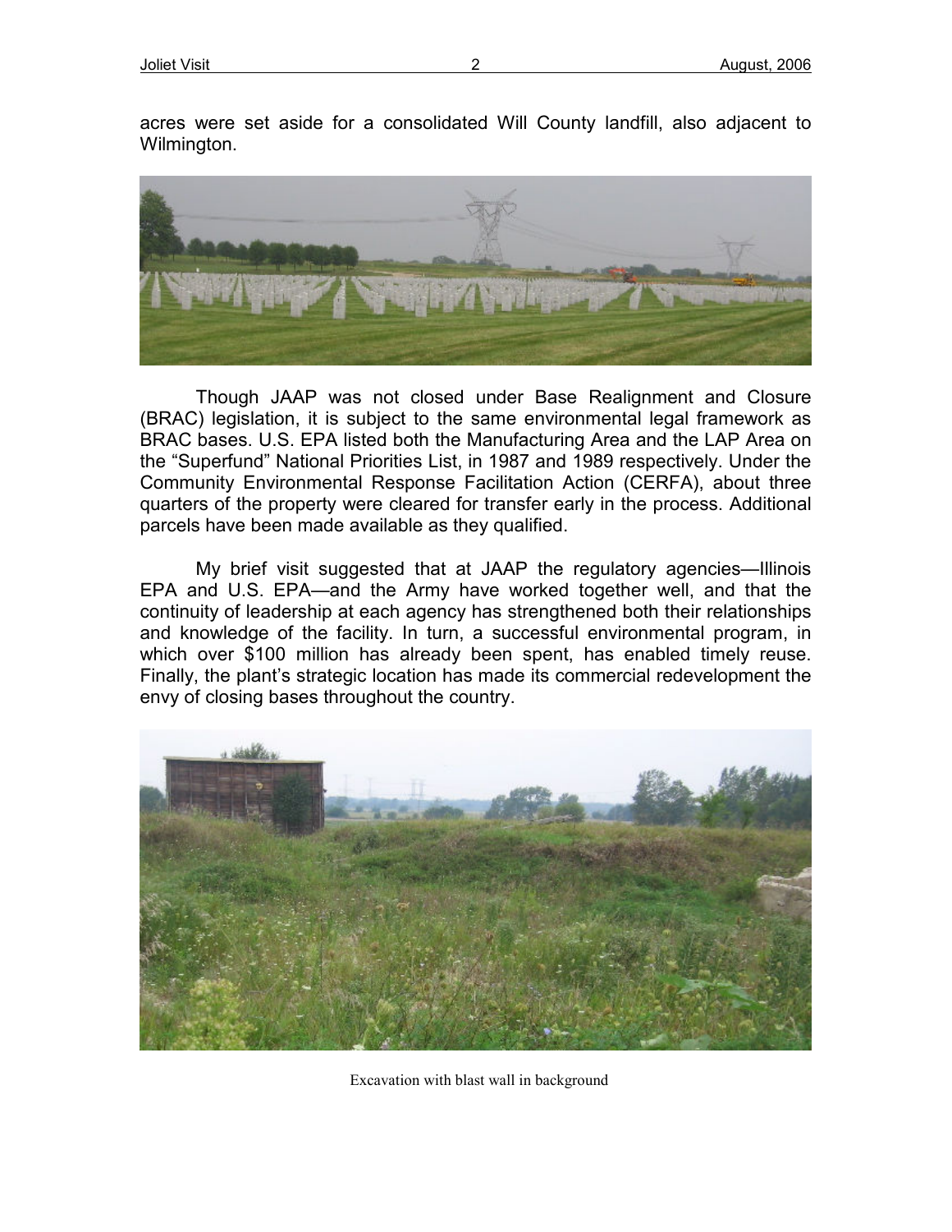acres were set aside for a consolidated Will County landfill, also adjacent to Wilmington.

Though JAAP was not closed under Base Realignment and Closure (BRAC) legislation, it is subject to the same environmental legal framework as BRAC bases. U.S. EPA listed both the Manufacturing Area and the LAP Area on the "Superfund" National Priorities List, in 1987 and 1989 respectively. Under the Community Environmental Response Facilitation Action (CERFA), about three quarters of the property were cleared for transfer early in the process. Additional parcels have been made available as they qualified.

My brief visit suggested that at JAAP the regulatory agencies—Illinois EPA and U.S. EPA—and the Army have worked together well, and that the continuity of leadership at each agency has strengthened both their relationships and knowledge of the facility. In turn, a successful environmental program, in which over $100 million has already been spent, has enabled timely reuse. Finally, the plant's strategic location has made its commercial redevelopment the envy of closing bases throughout the country.

Excavation with blast wall in background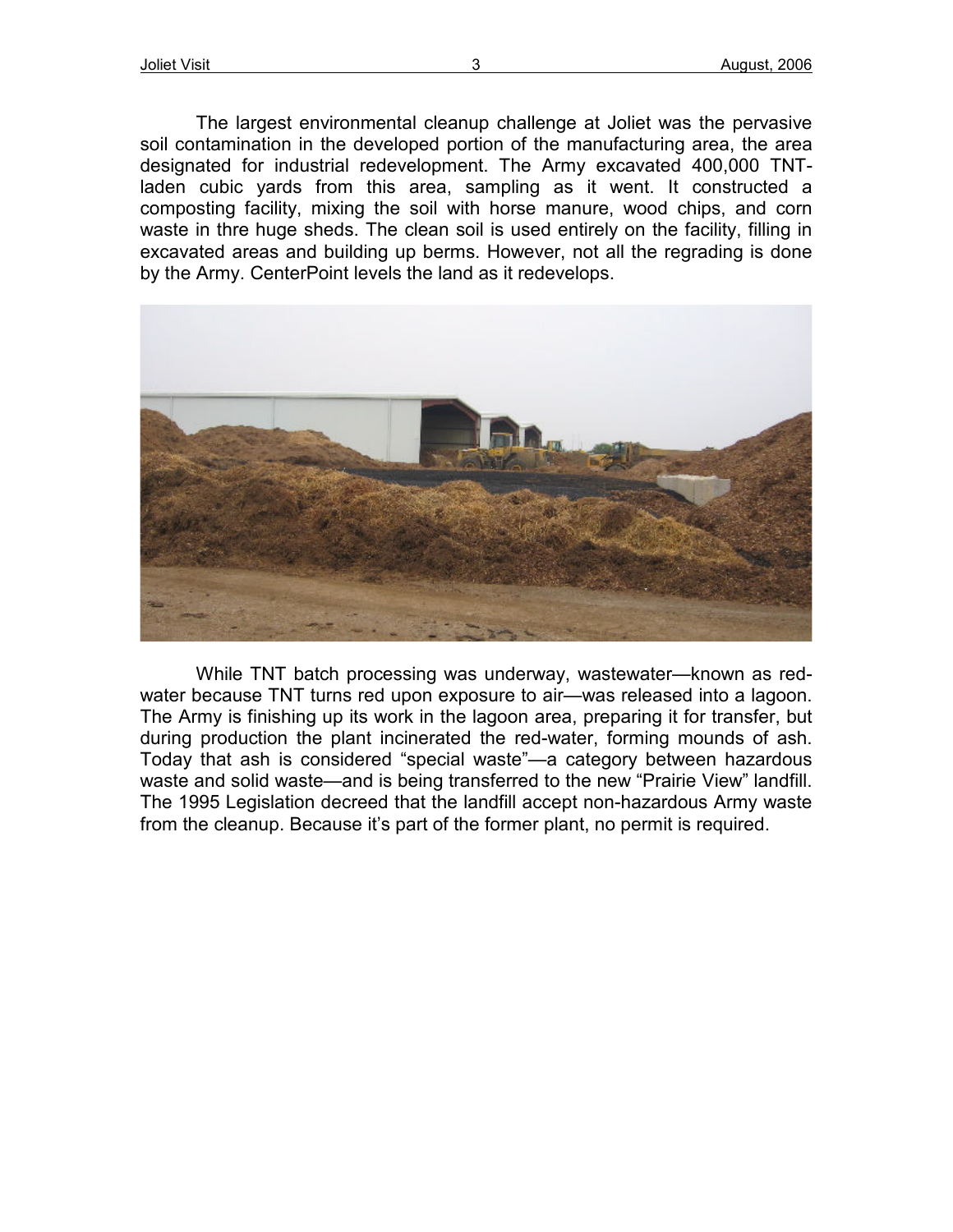The largest environmental cleanup challenge at Joliet was the pervasive soil contamination in the developed portion of the manufacturing area, the area designated for industrial redevelopment. The Army excavated 400,000 TNT-laden cubic yards from this area, sampling as it went. It constructed a composting facility, mixing the soil with horse manure, wood chips, and corn waste in thre huge sheds. The clean soil is used entirely on the facility, filling in excavated areas and building up berms. However, not all the regrading is done by the Army. CenterPoint levels the land as it redevelops.

While TNT batch processing was underway, wastewater—known as red-water because TNT turns red upon exposure to air—was released into a lagoon. The Army is finishing up its work in the lagoon area, preparing it for transfer, but during production the plant incinerated the red-water, forming mounds of ash. Today that ash is considered "special waste"—a category between hazardous waste and solid waste—and is being transferred to the new "Prairie View" landfill. The 1995 Legislation decreed that the landfill accept non-hazardous Army waste from the cleanup. Because it's part of the former plant, no permit is required.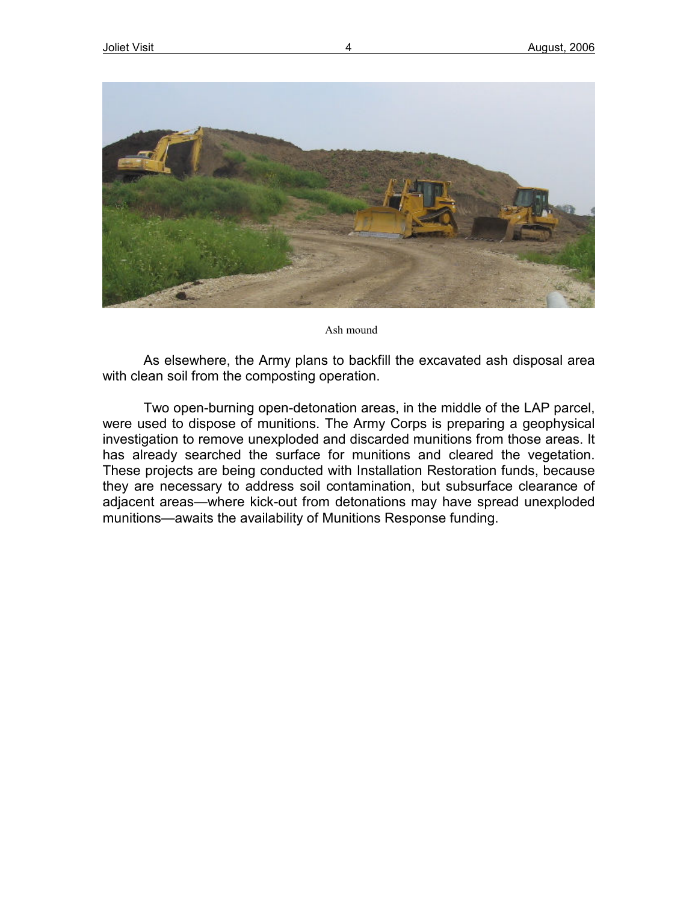Ash mound

As elsewhere, the Army plans to backfill the excavated ash disposal area with clean soil from the composting operation.

Two open-burning open-detonation areas, in the middle of the LAP parcel, were used to dispose of munitions. The Army Corps is preparing a geophysical investigation to remove unexploded and discarded munitions from those areas. It has already searched the surface for munitions and cleared the vegetation. These projects are being conducted with Installation Restoration funds, because they are necessary to address soil contamination, but subsurface clearance of adjacent areas—where kick-out from detonations may have spread unexploded munitions—awaits the availability of Munitions Response funding.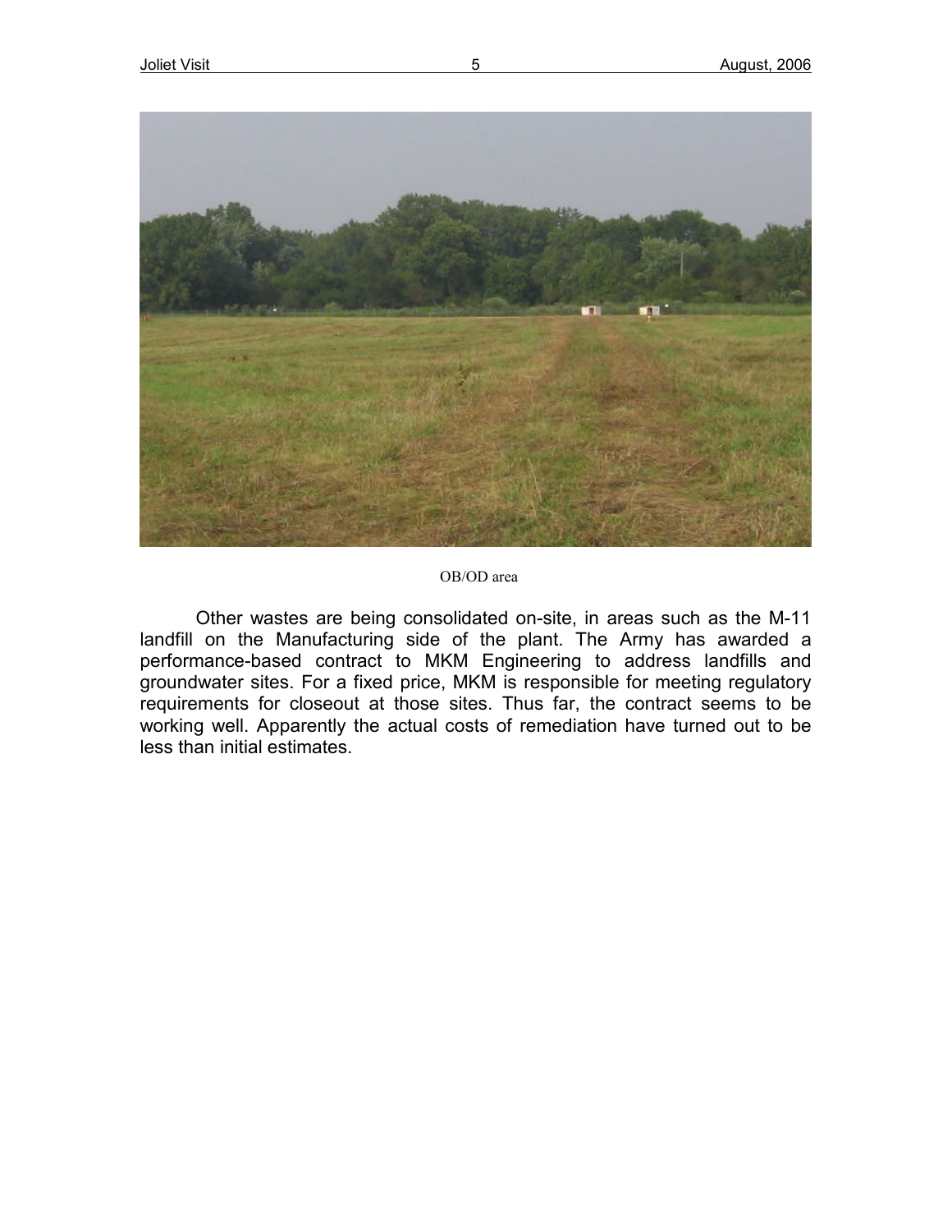OB/OD area

Other wastes are being consolidated on-site, in areas such as the M-11 landfill on the Manufacturing side of the plant. The Army has awarded a performance-based contract to MKM Engineering to address landfills and groundwater sites. For a fixed price, MKM is responsible for meeting regulatory requirements for closeout at those sites. Thus far, the contract seems to be working well. Apparently the actual costs of remediation have turned out to be less than initial estimates.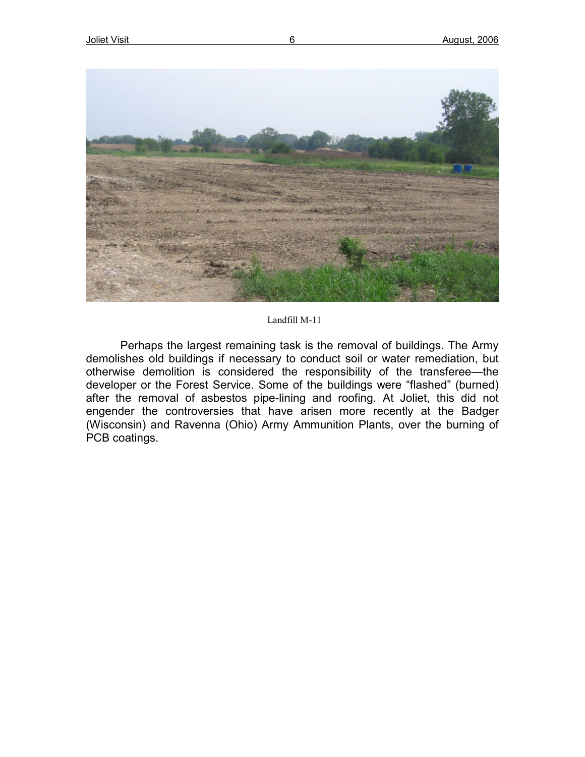Landfill M-11

Perhaps the largest remaining task is the removal of buildings. The Army demolishes old buildings if necessary to conduct soil or water remediation, but otherwise demolition is considered the responsibility of the transferee—the developer or the Forest Service. Some of the buildings were "flashed" (burned) after the removal of asbestos pipe-lining and roofing. At Joliet, this did not engender the controversies that have arisen more recently at the Badger (Wisconsin) and Ravenna (Ohio) Army Ammunition Plants, over the burning of PCB coatings.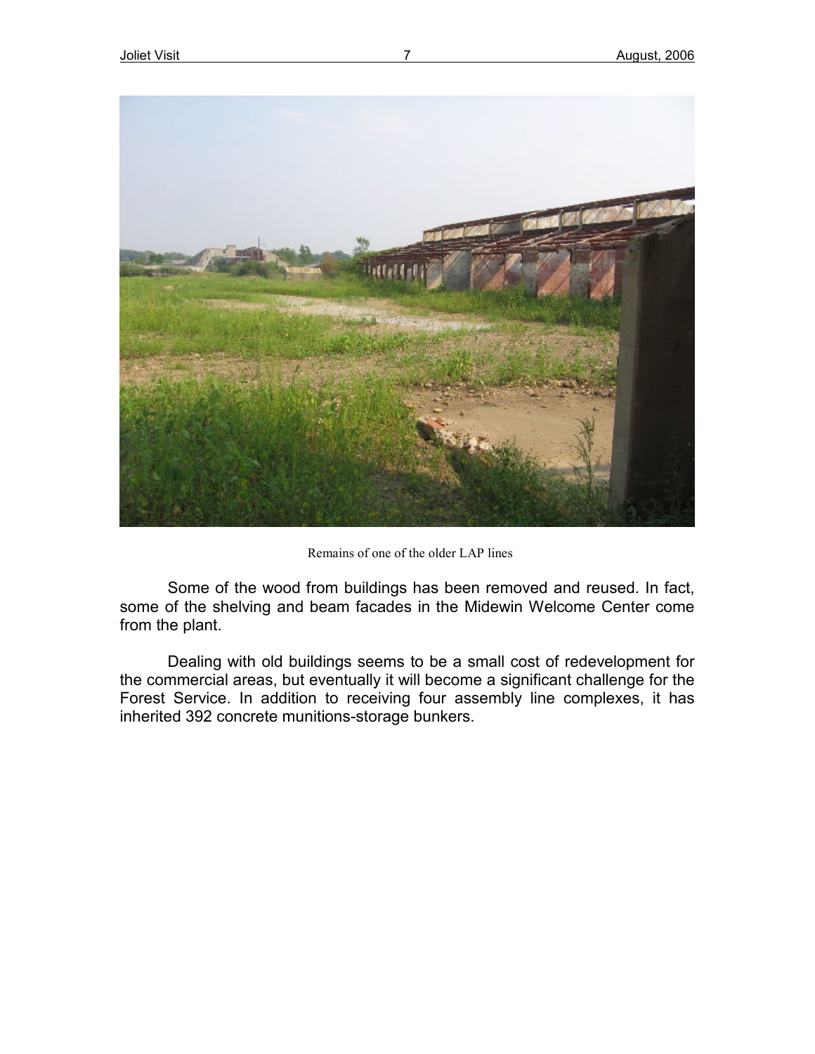Remains of one of the older LAP lines

Some of the wood from buildings has been removed and reused. In fact, some of the shelving and beam facades in the Midewin Welcome Center come from the plant.

Dealing with old buildings seems to be a small cost of redevelopment for the commercial areas, but eventually it will become a significant challenge for the Forest Service. In addition to receiving four assembly line complexes, it has inherited 392 concrete munitions-storage bunkers.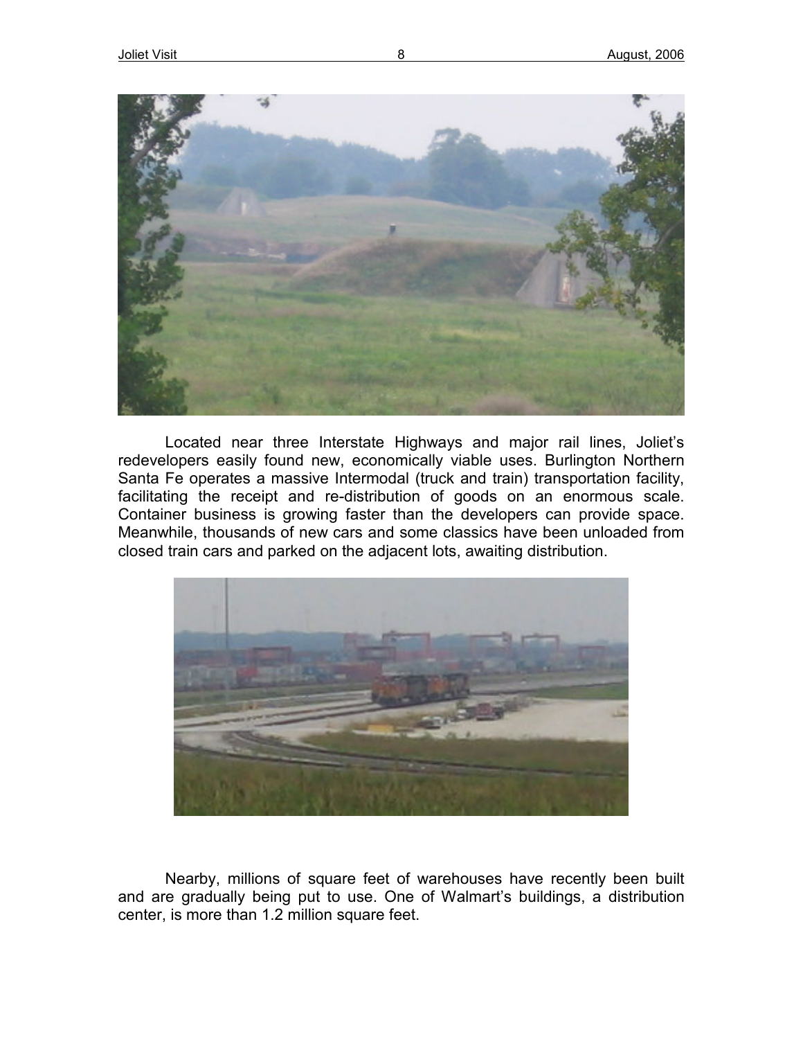Located near three Interstate Highways and major rail lines, Joliet's redevelopers easily found new, economically viable uses. Burlington Northern Santa Fe operates a massive Intermodal (truck and train) transportation facility, facilitating the receipt and re-distribution of goods on an enormous scale. Container business is growing faster than the developers can provide space. Meanwhile, thousands of new cars and some classics have been unloaded from closed train cars and parked on the adjacent lots, awaiting distribution.

Nearby, millions of square feet of warehouses have recently been built and are gradually being put to use. One of Walmart's buildings, a distribution center, is more than 1.2 million square feet.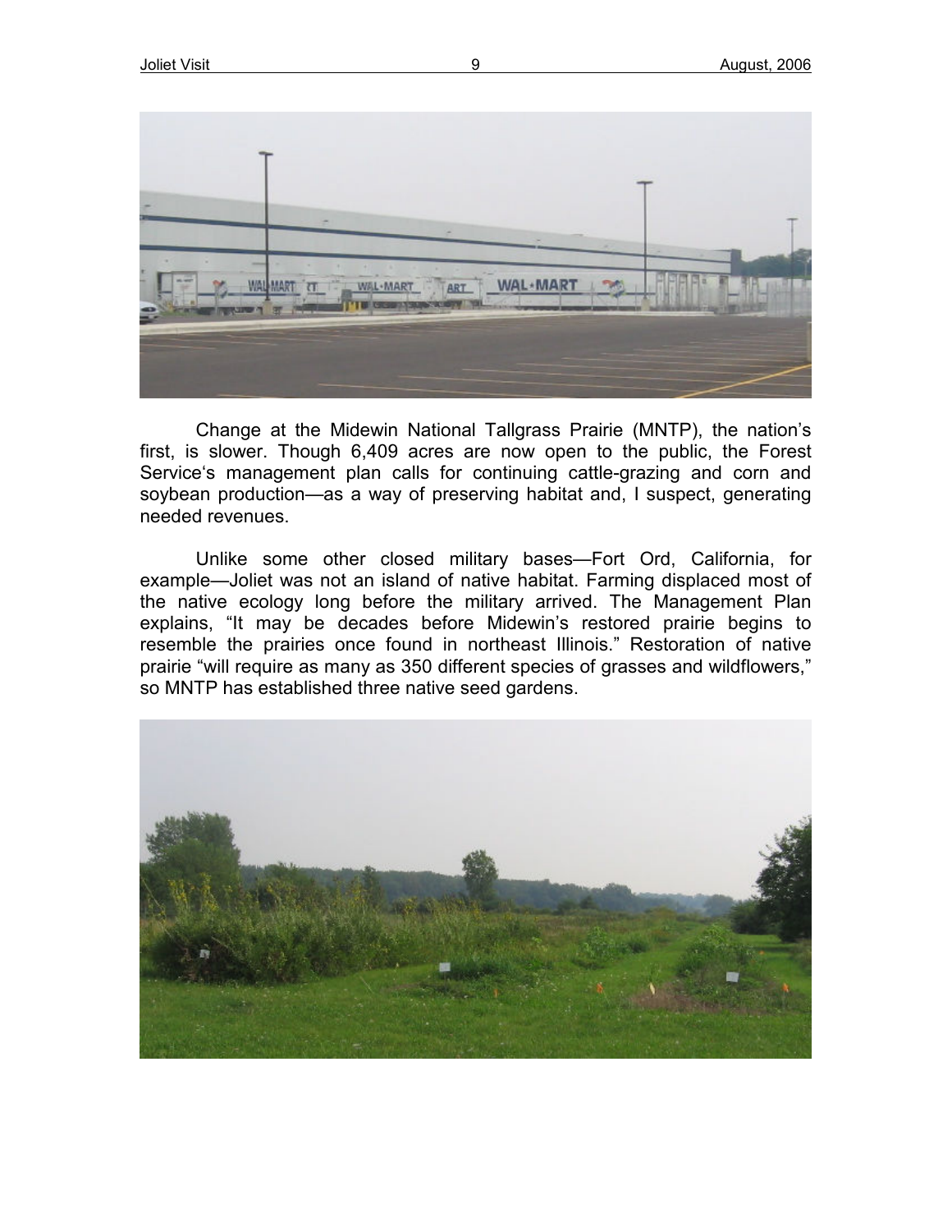Change at the Midewin National Tallgrass Prairie (MNTP), the nation's first, is slower. Though 6,409 acres are now open to the public, the Forest Service's management plan calls for continuing cattle-grazing and corn and soybean production—as a way of preserving habitat and, I suspect, generating needed revenues.

Unlike some other closed military bases—Fort Ord, California, for example—Joliet was not an island of native habitat. Farming displaced most of the native ecology long before the military arrived. The Management Plan explains, "It may be decades before Midewin's restored prairie begins to resemble the prairies once found in northeast Illinois." Restoration of native prairie "will require as many as 350 different species of grasses and wildflowers," so MNTP has established three native seed gardens.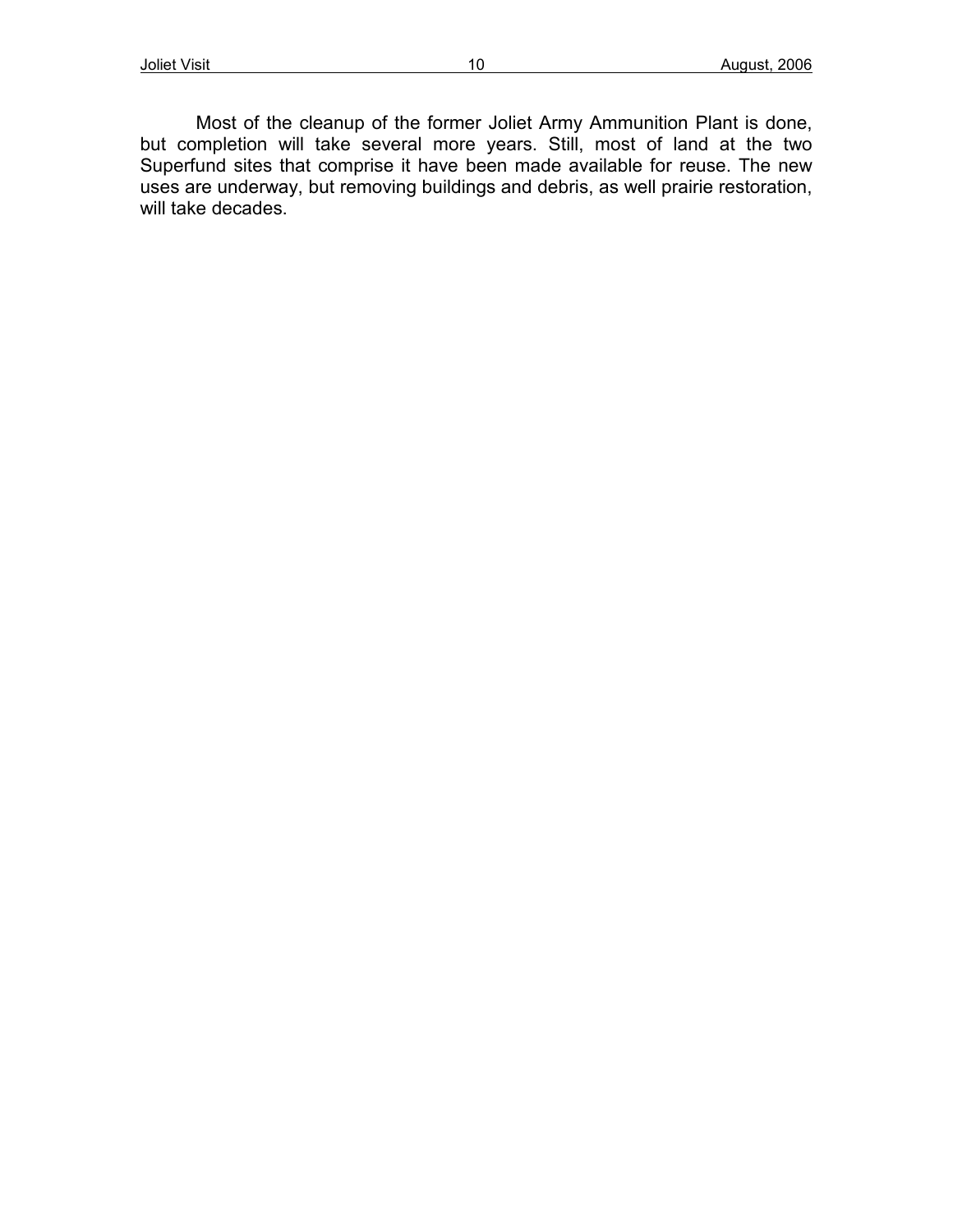Most of the cleanup of the former Joliet Army Ammunition Plant is done, but completion will take several more years. Still, most of land at the two Superfund sites that comprise it have been made available for reuse. The new uses are underway, but removing buildings and debris, as well prairie restoration, will take decades.